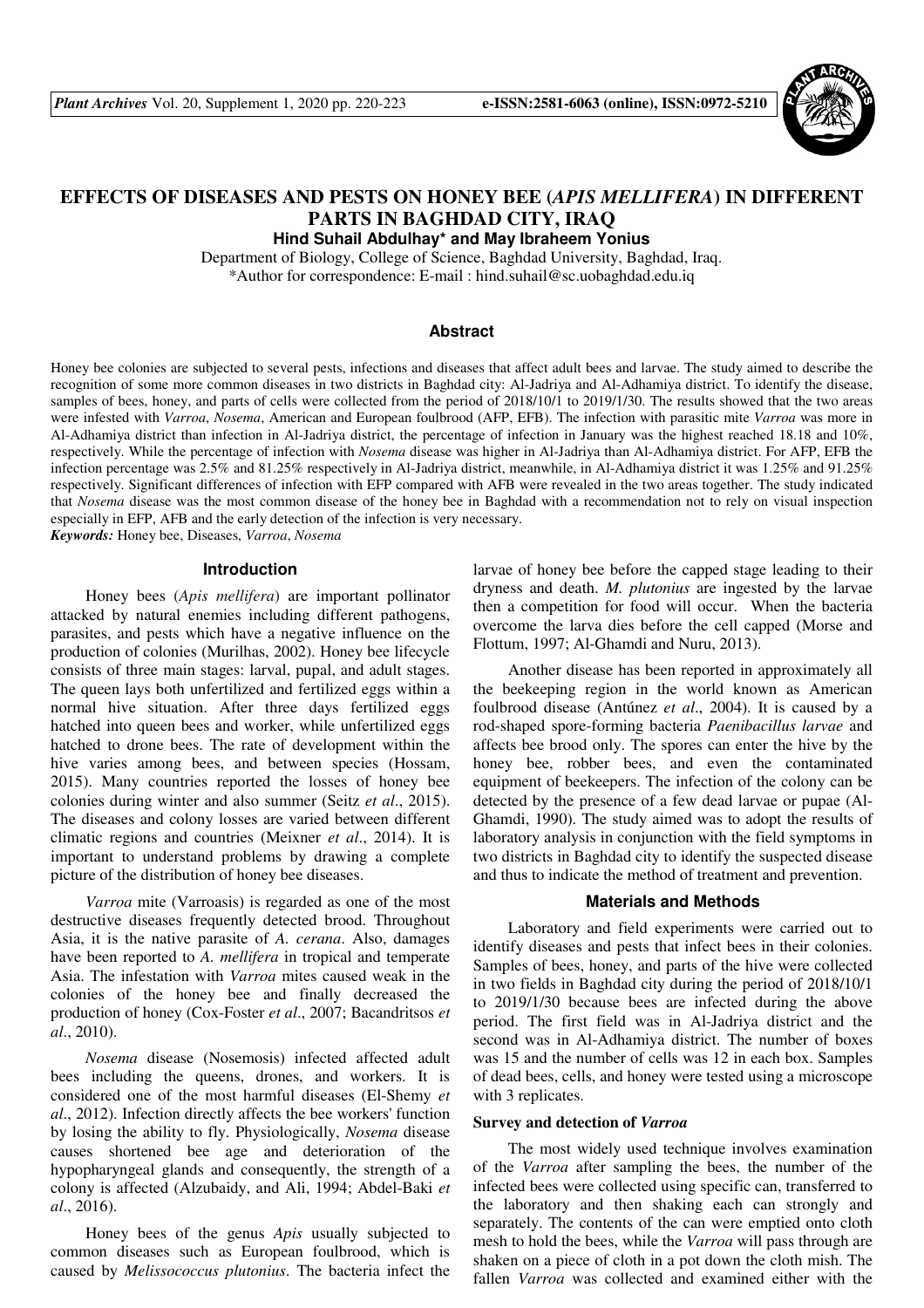# EFFECTS OF DISEASES AND PESTS ON HONEY BEE (*APIS MELLIFERA*) IN DIFFERENT PARTS IN BAGHDAD CITY, IRAQ

**Hind Suhail Abdulhay\* and May Ibraheem Yonius**

Department of Biology, College of Science, Baghdad University, Baghdad, Iraq.
\*Author for correspondence: E-mail : hind.suhail@sc.uobaghdad.edu.iq

## Abstract

Honey bee colonies are subjected to several pests, infections and diseases that affect adult bees and larvae. The study aimed to describe the recognition of some more common diseases in two districts in Baghdad city: Al-Jadriya and Al-Adhamiya district. To identify the disease, samples of bees, honey, and parts of cells were collected from the period of 2018/10/1 to 2019/1/30. The results showed that the two areas were infested with *Varroa*, *Nosema*, American and European foulbrood (AFP, EFB). The infection with parasitic mite *Varroa* was more in Al-Adhamiya district than infection in Al-Jadriya district, the percentage of infection in January was the highest reached 18.18 and 10%, respectively. While the percentage of infection with *Nosema* disease was higher in Al-Jadriya than Al-Adhamiya district. For AFP, EFB the infection percentage was 2.5% and 81.25% respectively in Al-Jadriya district, meanwhile, in Al-Adhamiya district it was 1.25% and 91.25% respectively. Significant differences of infection with EFP compared with AFB were revealed in the two areas together. The study indicated that *Nosema* disease was the most common disease of the honey bee in Baghdad with a recommendation not to rely on visual inspection especially in EFP, AFB and the early detection of the infection is very necessary.

***Keywords:*** Honey bee, Diseases, *Varroa*, *Nosema*

## Introduction

Honey bees (*Apis mellifera*) are important pollinator attacked by natural enemies including different pathogens, parasites, and pests which have a negative influence on the production of colonies (Murilhas, 2002). Honey bee lifecycle consists of three main stages: larval, pupal, and adult stages. The queen lays both unfertilized and fertilized eggs within a normal hive situation. After three days fertilized eggs hatched into queen bees and worker, while unfertilized eggs hatched to drone bees. The rate of development within the hive varies among bees, and between species (Hossam, 2015). Many countries reported the losses of honey bee colonies during winter and also summer (Seitz *et al*., 2015). The diseases and colony losses are varied between different climatic regions and countries (Meixner *et al*., 2014). It is important to understand problems by drawing a complete picture of the distribution of honey bee diseases.

*Varroa* mite (Varroasis) is regarded as one of the most destructive diseases frequently detected brood. Throughout Asia, it is the native parasite of *A. cerana*. Also, damages have been reported to *A. mellifera* in tropical and temperate Asia. The infestation with *Varroa* mites caused weak in the colonies of the honey bee and finally decreased the production of honey (Cox-Foster *et al*., 2007; Bacandritsos *et al*., 2010).

*Nosema* disease (Nosemosis) infected affected adult bees including the queens, drones, and workers. It is considered one of the most harmful diseases (El-Shemy *et al*., 2012). Infection directly affects the bee workers' function by losing the ability to fly. Physiologically, *Nosema* disease causes shortened bee age and deterioration of the hypopharyngeal glands and consequently, the strength of a colony is affected (Alzubaidy, and Ali, 1994; Abdel-Baki *et al*., 2016).

Honey bees of the genus *Apis* usually subjected to common diseases such as European foulbrood, which is caused by *Melissococcus plutonius*. The bacteria infect the larvae of honey bee before the capped stage leading to their dryness and death. *M. plutonius* are ingested by the larvae then a competition for food will occur. When the bacteria overcome the larva dies before the cell capped (Morse and Flottum, 1997; Al-Ghamdi and Nuru, 2013).

Another disease has been reported in approximately all the beekeeping region in the world known as American foulbrood disease (Antúnez *et al*., 2004). It is caused by a rod-shaped spore-forming bacteria *Paenibacillus larvae* and affects bee brood only. The spores can enter the hive by the honey bee, robber bees, and even the contaminated equipment of beekeepers. The infection of the colony can be detected by the presence of a few dead larvae or pupae (Al-Ghamdi, 1990). The study aimed was to adopt the results of laboratory analysis in conjunction with the field symptoms in two districts in Baghdad city to identify the suspected disease and thus to indicate the method of treatment and prevention.

## Materials and Methods

Laboratory and field experiments were carried out to identify diseases and pests that infect bees in their colonies. Samples of bees, honey, and parts of the hive were collected in two fields in Baghdad city during the period of 2018/10/1 to 2019/1/30 because bees are infected during the above period. The first field was in Al-Jadriya district and the second was in Al-Adhamiya district. The number of boxes was 15 and the number of cells was 12 in each box. Samples of dead bees, cells, and honey were tested using a microscope with 3 replicates.

### Survey and detection of *Varroa*

The most widely used technique involves examination of the *Varroa* after sampling the bees, the number of the infected bees were collected using specific can, transferred to the laboratory and then shaking each can strongly and separately. The contents of the can were emptied onto cloth mesh to hold the bees, while the *Varroa* will pass through are shaken on a piece of cloth in a pot down the cloth mish. The fallen *Varroa* was collected and examined either with the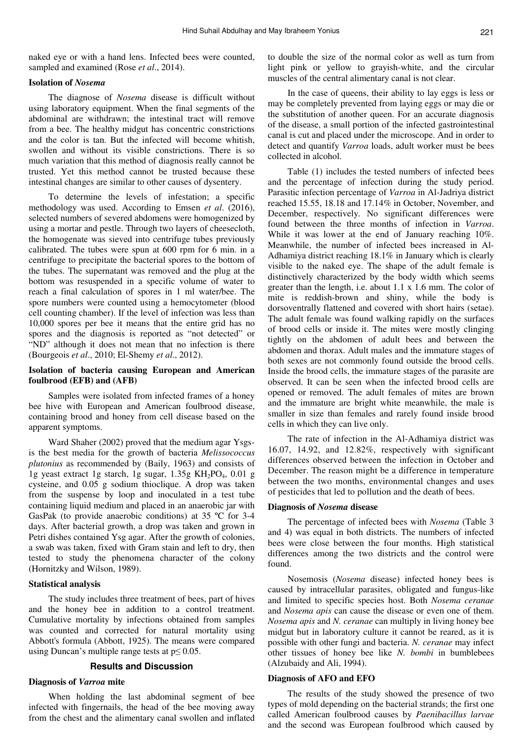naked eye or with a hand lens. Infected bees were counted, sampled and examined (Rose *et al*., 2014).

### Isolation of *Nosema*

The diagnose of *Nosema* disease is difficult without using laboratory equipment. When the final segments of the abdominal are withdrawn; the intestinal tract will remove from a bee. The healthy midgut has concentric constrictions and the color is tan. But the infected will become whitish, swollen and without its visible constrictions. There is so much variation that this method of diagnosis really cannot be trusted. Yet this method cannot be trusted because these intestinal changes are similar to other causes of dysentery.

To determine the levels of infestation; a specific methodology was used. According to Emsen *et al*. (2016), selected numbers of severed abdomens were homogenized by using a mortar and pestle. Through two layers of cheesecloth, the homogenate was sieved into centrifuge tubes previously calibrated. The tubes were spun at 600 rpm for 6 min. in a centrifuge to precipitate the bacterial spores to the bottom of the tubes. The supernatant was removed and the plug at the bottom was resuspended in a specific volume of water to reach a final calculation of spores in 1 ml water/bee. The spore numbers were counted using a hemocytometer (blood cell counting chamber). If the level of infection was less than 10,000 spores per bee it means that the entire grid has no spores and the diagnosis is reported as "not detected" or "ND" although it does not mean that no infection is there (Bourgeois *et al*., 2010; El-Shemy *et al*., 2012).

### Isolation of bacteria causing European and American foulbrood (EFB) and (AFB)

Samples were isolated from infected frames of a honey bee hive with European and American foulbrood disease, containing brood and honey from cell disease based on the apparent symptoms.

Ward Shaher (2002) proved that the medium agar Ysgs-is the best media for the growth of bacteria *Melissococcus plutonius* as recommended by (Baily, 1963) and consists of 1g yeast extract 1g starch, 1g sugar, 1.35g $KH_2PO_4$, 0.01 g cysteine, and 0.05 g sodium thioclique. A drop was taken from the suspense by loop and inoculated in a test tube containing liquid medium and placed in an anaerobic jar with GasPak (to provide anaerobic conditions) at 35 ºC for 3-4 days. After bacterial growth, a drop was taken and grown in Petri dishes contained Ysg agar. After the growth of colonies, a swab was taken, fixed with Gram stain and left to dry, then tested to study the phenomena character of the colony (Hornitzky and Wilson, 1989).

### Statistical analysis

The study includes three treatment of bees, part of hives and the honey bee in addition to a control treatment. Cumulative mortality by infections obtained from samples was counted and corrected for natural mortality using Abbott's formula (Abbott, 1925). The means were compared using Duncan's multiple range tests at $p \leq 0.05$.

## Results and Discussion

### Diagnosis of *Varroa* mite

When holding the last abdominal segment of bee infected with fingernails, the head of the bee moving away from the chest and the alimentary canal swollen and inflated to double the size of the normal color as well as turn from light pink or yellow to grayish-white, and the circular muscles of the central alimentary canal is not clear.

In the case of queens, their ability to lay eggs is less or may be completely prevented from laying eggs or may die or the substitution of another queen. For an accurate diagnosis of the disease, a small portion of the infected gastrointestinal canal is cut and placed under the microscope. And in order to detect and quantify *Varroa* loads, adult worker must be bees collected in alcohol.

Table (1) includes the tested numbers of infected bees and the percentage of infection during the study period. Parasitic infection percentage of *Varroa* in Al-Jadriya district reached 15.55, 18.18 and 17.14% in October, November, and December, respectively. No significant differences were found between the three months of infection in *Varroa*. While it was lower at the end of January reaching 10%. Meanwhile, the number of infected bees increased in Al-Adhamiya district reaching 18.1% in January which is clearly visible to the naked eye. The shape of the adult female is distinctively characterized by the body width which seems greater than the length, i.e. about 1.1 x 1.6 mm. The color of mite is reddish-brown and shiny, while the body is dorsoventrally flattened and covered with short hairs (setae). The adult female was found walking rapidly on the surfaces of brood cells or inside it. The mites were mostly clinging tightly on the abdomen of adult bees and between the abdomen and thorax. Adult males and the immature stages of both sexes are not commonly found outside the brood cells. Inside the brood cells, the immature stages of the parasite are observed. It can be seen when the infected brood cells are opened or removed. The adult females of mites are brown and the immature are bright white meanwhile, the male is smaller in size than females and rarely found inside brood cells in which they can live only.

The rate of infection in the Al-Adhamiya district was 16.07, 14.92, and 12.82%, respectively with significant differences observed between the infection in October and December. The reason might be a difference in temperature between the two months, environmental changes and uses of pesticides that led to pollution and the death of bees.

### Diagnosis of *Nosema* disease

The percentage of infected bees with *Nosema* (Table 3 and 4) was equal in both districts. The numbers of infected bees were close between the four months. High statistical differences among the two districts and the control were found.

Nosemosis (*Nosema* disease) infected honey bees is caused by intracellular parasites, obligated and fungus-like and limited to specific species host. Both *Nosema ceranae* and *Nosema apis* can cause the disease or even one of them. *Nosema apis* and *N. ceranae* can multiply in living honey bee midgut but in laboratory culture it cannot be reared, as it is possible with other fungi and bacteria. *N. ceranae* may infect other tissues of honey bee like *N. bombi* in bumblebees (Alzubaidy and Ali, 1994).

### Diagnosis of AFO and EFO

The results of the study showed the presence of two types of mold depending on the bacterial strands; the first one called American foulbrood causes by *Paenibacillus larvae* and the second was European foulbrood which caused by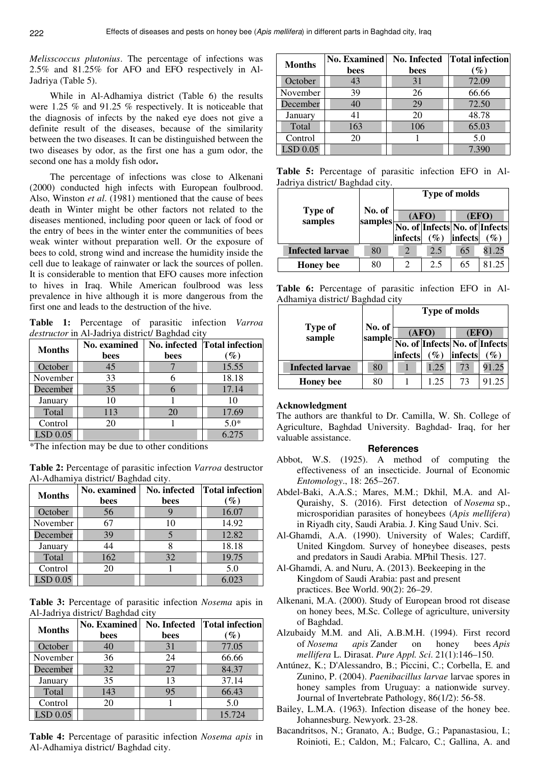*Melisscoccus plutonius*. The percentage of infections was 2.5% and 81.25% for AFO and EFO respectively in Al-Jadriya (Table 5).

While in Al-Adhamiya district (Table 6) the results were 1.25 % and 91.25 % respectively. It is noticeable that the diagnosis of infects by the naked eye does not give a definite result of the diseases, because of the similarity between the two diseases. It can be distinguished between the two diseases by odor, as the first one has a gum odor, the second one has a moldy fish odor**.**

The percentage of infections was close to Alkenani (2000) conducted high infects with European foulbrood. Also, Winston *et al*. (1981) mentioned that the cause of bees death in Winter might be other factors not related to the diseases mentioned, including poor queen or lack of food or the entry of bees in the winter enter the communities of bees weak winter without preparation well. Or the exposure of bees to cold, strong wind and increase the humidity inside the cell due to leakage of rainwater or lack the sources of pollen. It is considerable to mention that EFO causes more infection to hives in Iraq. While American foulbrood was less prevalence in hive although it is more dangerous from the first one and leads to the destruction of the hive.

**Table 1:** Percentage of parasitic infection *Varroa destructor* in Al-Jadriya district/ Baghdad city

| Months | No. examined bees | No. infected bees | Total infection (%) |
|---|---|---|---|
| October | 45 | 7 | 15.55 |
| November | 33 | 6 | 18.18 |
| December | 35 | 6 | 17.14 |
| January | 10 | 1 | 10 |
| Total | 113 | 20 | 17.69 |
| Control | 20 | 1 | 5.0* |
| LSD 0.05 | | | 6.275 |

*The infection may be due to other conditions

**Table 2:** Percentage of parasitic infection *Varroa* destructor Al-Adhamiya district/ Baghdad city.

| Months | No. examined bees | No. infected bees | Total infection (%) |
|---|---|---|---|
| October | 56 | 9 | 16.07 |
| November | 67 | 10 | 14.92 |
| December | 39 | 5 | 12.82 |
| January | 44 | 8 | 18.18 |
| Total | 162 | 32 | 19.75 |
| Control | 20 | 1 | 5.0 |
| LSD 0.05 | | | 6.023 |

**Table 3:** Percentage of parasitic infection *Nosema* apis in Al-Jadriya district/ Baghdad city

| Months | No. Examined bees | No. Infected bees | Total infection (%) |
|---|---|---|---|
| October | 40 | 31 | 77.05 |
| November | 36 | 24 | 66.66 |
| December | 32 | 27 | 84.37 |
| January | 35 | 13 | 37.14 |
| Total | 143 | 95 | 66.43 |
| Control | 20 | 1 | 5.0 |
| LSD 0.05 | | | 15.724 |

**Table 4:** Percentage of parasitic infection *Nosema apis* in Al-Adhamiya district/ Baghdad city.

| Months | No. Examined bees | No. Infected bees | Total infection (%) |
|---|---|---|---|
| October | 43 | 31 | 72.09 |
| November | 39 | 26 | 66.66 |
| December | 40 | 29 | 72.50 |
| January | 41 | 20 | 48.78 |
| Total | 163 | 106 | 65.03 |
| Control | 20 | 1 | 5.0 |
| LSD 0.05 | | | 7.390 |

**Table 5:** Percentage of parasitic infection EFO in Al-Jadriya district/ Baghdad city.

| Type of samples | No. of samples | Type of molds | | | |
|---|---|---|---|---|---|
| | | (AFO) | | (EFO) | |
| | | No. of infects | Infects (%) | No. of infects | Infects (%) |
| Infected larvae | 80 | 2 | 2.5 | 65 | 81.25 |
| Honey bee | 80 | 2 | 2.5 | 65 | 81.25 |

**Table 6:** Percentage of parasitic infection EFO in Al-Adhamiya district/ Baghdad city

| Type of sample | No. of sample | Type of molds | | | |
|---|---|---|---|---|---|
| | | (AFO) | | (EFO) | |
| | | No. of infects | Infects (%) | No. of infects | Infects (%) |
| Infected larvae | 80 | 1 | 1.25 | 73 | 91.25 |
| Honey bee | 80 | 1 | 1.25 | 73 | 91.25 |

**Acknowledgment**

The authors are thankful to Dr. Camilla, W. Sh. College of Agriculture, Baghdad University. Baghdad- Iraq, for her valuable assistance.

## References

Abbot, W.S. (1925). A method of computing the effectiveness of an insecticide. Journal of Economic *Entomology*., 18: 265–267.

Abdel-Baki, A.A.S.; Mares, M.M.; Dkhil, M.A. and Al-Quraishy, S. (2016). First detection of *Nosema* sp., microsporidian parasites of honeybees (*Apis mellifera*) in Riyadh city, Saudi Arabia. J. King Saud Univ. Sci.

Al-Ghamdi, A.A. (1990). University of Wales; Cardiff, United Kingdom. Survey of honeybee diseases, pests and predators in Saudi Arabia. MPhil Thesis. 127.

Al-Ghamdi, A. and Nuru, A. (2013). Beekeeping in the Kingdom of Saudi Arabia: past and present practices. Bee World. 90(2): 26–29.

Alkenani, M.A. (2000). Study of European brood rot disease on honey bees, M.Sc. College of agriculture, university of Baghdad.

Alzubaidy M.M. and Ali, A.B.M.H. (1994). First record of *Nosema apis* Zander on honey bees *Apis mellifera* L. Dirasat. *Pure Appl. Sci.* 21(1):146–150.

Antúnez, K.; D'Alessandro, B.; Piccini, C.; Corbella, E. and Zunino, P. (2004). *Paenibacillus larvae* larvae spores in honey samples from Uruguay: a nationwide survey. Journal of Invertebrate Pathology, 86(1/2): 56-58.

Bailey, L.M.A. (1963). Infection disease of the honey bee. Johannesburg. Newyork. 23-28.

Bacandritsos, N.; Granato, A.; Budge, G.; Papanastasiou, I.; Roinioti, E.; Caldon, M.; Falcaro, C.; Gallina, A. and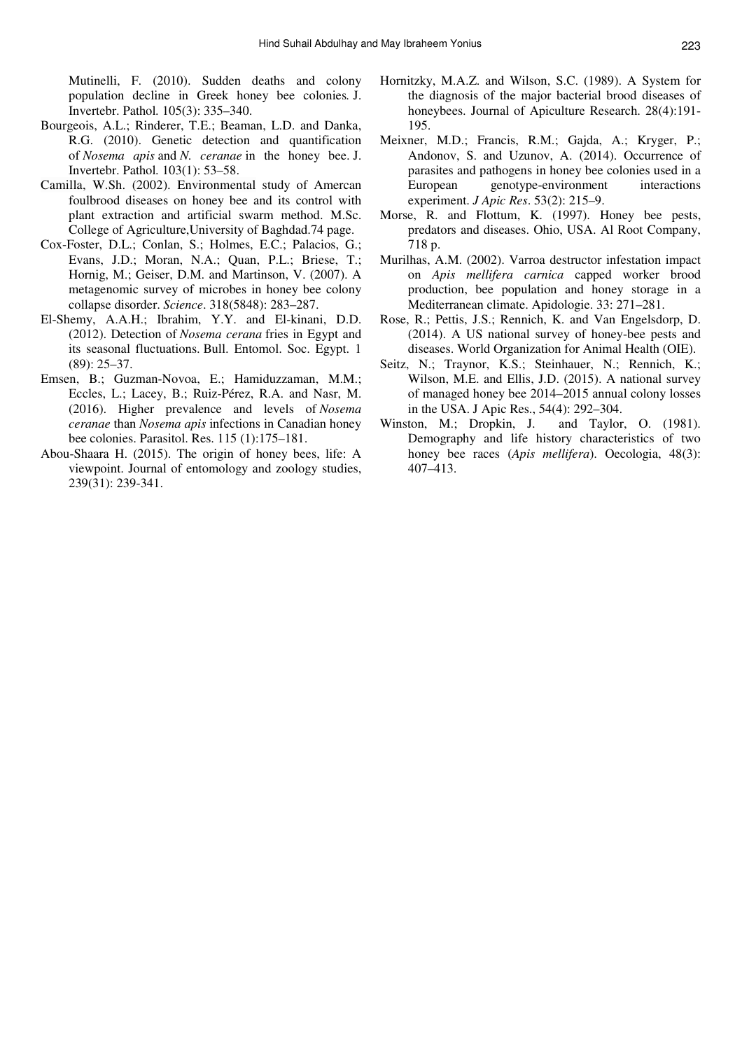Mutinelli, F. (2010). Sudden deaths and colony population decline in Greek honey bee colonies. J. Invertebr. Pathol. 105(3): 335–340.

Bourgeois, A.L.; Rinderer, T.E.; Beaman, L.D. and Danka, R.G. (2010). Genetic detection and quantification of *Nosema apis* and *N. ceranae* in the honey bee. J. Invertebr. Pathol. 103(1): 53–58.

Camilla, W.Sh. (2002). Environmental study of Amercan foulbrood diseases on honey bee and its control with plant extraction and artificial swarm method. M.Sc. College of Agriculture,University of Baghdad.74 page.

Cox-Foster, D.L.; Conlan, S.; Holmes, E.C.; Palacios, G.; Evans, J.D.; Moran, N.A.; Quan, P.L.; Briese, T.; Hornig, M.; Geiser, D.M. and Martinson, V. (2007). A metagenomic survey of microbes in honey bee colony collapse disorder. *Science*. 318(5848): 283–287.

El-Shemy, A.A.H.; Ibrahim, Y.Y. and El-kinani, D.D. (2012). Detection of *Nosema cerana* fries in Egypt and its seasonal fluctuations. Bull. Entomol. Soc. Egypt. 1 (89): 25–37.

Emsen, B.; Guzman-Novoa, E.; Hamiduzzaman, M.M.; Eccles, L.; Lacey, B.; Ruiz-Pérez, R.A. and Nasr, M. (2016). Higher prevalence and levels of *Nosema ceranae* than *Nosema apis* infections in Canadian honey bee colonies. Parasitol. Res. 115 (1):175–181.

Abou-Shaara H. (2015). The origin of honey bees, life: A viewpoint. Journal of entomology and zoology studies, 239(31): 239-341.

Hornitzky, M.A.Z. and Wilson, S.C. (1989). A System for the diagnosis of the major bacterial brood diseases of honeybees. Journal of Apiculture Research. 28(4):191-195.

Meixner, M.D.; Francis, R.M.; Gajda, A.; Kryger, P.; Andonov, S. and Uzunov, A. (2014). Occurrence of parasites and pathogens in honey bee colonies used in a European genotype-environment interactions experiment. *J Apic Res*. 53(2): 215–9.

Morse, R. and Flottum, K. (1997). Honey bee pests, predators and diseases. Ohio, USA. Al Root Company, 718 p.

Murilhas, A.M. (2002). Varroa destructor infestation impact on *Apis mellifera carnica* capped worker brood production, bee population and honey storage in a Mediterranean climate. Apidologie. 33: 271–281.

Rose, R.; Pettis, J.S.; Rennich, K. and Van Engelsdorp, D. (2014). A US national survey of honey-bee pests and diseases. World Organization for Animal Health (OIE).

Seitz, N.; Traynor, K.S.; Steinhauer, N.; Rennich, K.; Wilson, M.E. and Ellis, J.D. (2015). A national survey of managed honey bee 2014–2015 annual colony losses in the USA. J Apic Res., 54(4): 292–304.

Winston, M.; Dropkin, J. and Taylor, O. (1981). Demography and life history characteristics of two honey bee races (*Apis mellifera*). Oecologia, 48(3): 407–413.